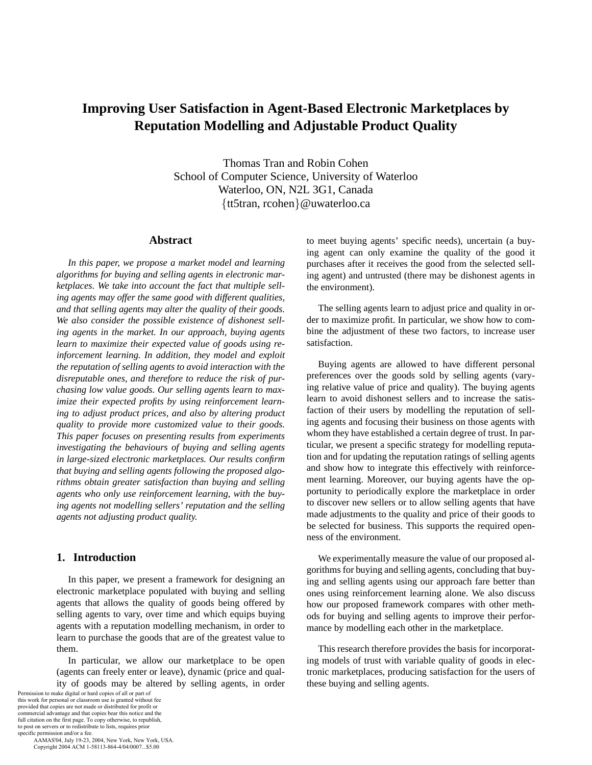# Improving User Satisfaction in Agent-Based Electronic Marketplaces by Reputation Modelling and Adjustable Product Quality

Thomas Tran and Robin Cohen
School of Computer Science, University of Waterloo
Waterloo, ON, N2L 3G1, Canada
{tt5tran, rcohen}@uwaterloo.ca

## Abstract

*In this paper, we propose a market model and learning algorithms for buying and selling agents in electronic marketplaces. We take into account the fact that multiple selling agents may offer the same good with different qualities, and that selling agents may alter the quality of their goods. We also consider the possible existence of dishonest selling agents in the market. In our approach, buying agents learn to maximize their expected value of goods using reinforcement learning. In addition, they model and exploit the reputation of selling agents to avoid interaction with the disreputable ones, and therefore to reduce the risk of purchasing low value goods. Our selling agents learn to maximize their expected profits by using reinforcement learning to adjust product prices, and also by altering product quality to provide more customized value to their goods. This paper focuses on presenting results from experiments investigating the behaviours of buying and selling agents in large-sized electronic marketplaces. Our results confirm that buying and selling agents following the proposed algorithms obtain greater satisfaction than buying and selling agents who only use reinforcement learning, with the buying agents not modelling sellers' reputation and the selling agents not adjusting product quality.*

## 1. Introduction

In this paper, we present a framework for designing an electronic marketplace populated with buying and selling agents that allows the quality of goods being offered by selling agents to vary, over time and which equips buying agents with a reputation modelling mechanism, in order to learn to purchase the goods that are of the greatest value to them.

In particular, we allow our marketplace to be open (agents can freely enter or leave), dynamic (price and quality of goods may be altered by selling agents, in order to meet buying agents' specific needs), uncertain (a buying agent can only examine the quality of the good it purchases after it receives the good from the selected selling agent) and untrusted (there may be dishonest agents in the environment).

The selling agents learn to adjust price and quality in order to maximize profit. In particular, we show how to combine the adjustment of these two factors, to increase user satisfaction.

Buying agents are allowed to have different personal preferences over the goods sold by selling agents (varying relative value of price and quality). The buying agents learn to avoid dishonest sellers and to increase the satisfaction of their users by modelling the reputation of selling agents and focusing their business on those agents with whom they have established a certain degree of trust. In particular, we present a specific strategy for modelling reputation and for updating the reputation ratings of selling agents and show how to integrate this effectively with reinforcement learning. Moreover, our buying agents have the opportunity to periodically explore the marketplace in order to discover new sellers or to allow selling agents that have made adjustments to the quality and price of their goods to be selected for business. This supports the required openness of the environment.

We experimentally measure the value of our proposed algorithms for buying and selling agents, concluding that buying and selling agents using our approach fare better than ones using reinforcement learning alone. We also discuss how our proposed framework compares with other methods for buying and selling agents to improve their performance by modelling each other in the marketplace.

This research therefore provides the basis for incorporating models of trust with variable quality of goods in electronic marketplaces, producing satisfaction for the users of these buying and selling agents.

Permission to make digital or hard copies of all or part of this work for personal or classroom use is granted without fee provided that copies are not made or distributed for profit or commercial advantage and that copies bear this notice and the full citation on the first page. To copy otherwise, to republish, to post on servers or to redistribute to lists, requires prior specific permission and/or a fee.
AAMAS'04, July 19-23, 2004, New York, New York, USA.
Copyright 2004 ACM 1-58113-864-4/04/0007...$5.00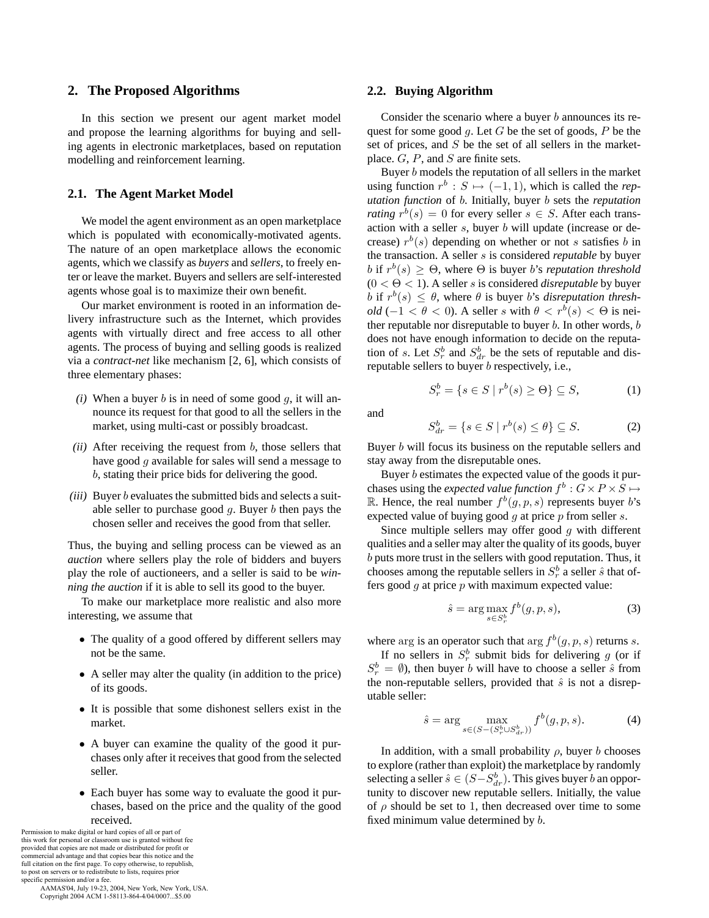## 2. The Proposed Algorithms

In this section we present our agent market model and propose the learning algorithms for buying and selling agents in electronic marketplaces, based on reputation modelling and reinforcement learning.

### 2.1. The Agent Market Model

We model the agent environment as an open marketplace which is populated with economically-motivated agents. The nature of an open marketplace allows the economic agents, which we classify as *buyers* and *sellers*, to freely enter or leave the market. Buyers and sellers are self-interested agents whose goal is to maximize their own benefit.

Our market environment is rooted in an information delivery infrastructure such as the Internet, which provides agents with virtually direct and free access to all other agents. The process of buying and selling goods is realized via a *contract-net* like mechanism [2, 6], which consists of three elementary phases:

*(i)* When a buyer $b$ is in need of some good $g$, it will announce its request for that good to all the sellers in the market, using multi-cast or possibly broadcast.

*(ii)* After receiving the request from $b$, those sellers that have good $g$ available for sales will send a message to $b$, stating their price bids for delivering the good.

*(iii)* Buyer $b$ evaluates the submitted bids and selects a suitable seller to purchase good $g$. Buyer $b$ then pays the chosen seller and receives the good from that seller.

Thus, the buying and selling process can be viewed as an *auction* where sellers play the role of bidders and buyers play the role of auctioneers, and a seller is said to be *winning the auction* if it is able to sell its good to the buyer.

To make our marketplace more realistic and also more interesting, we assume that

- The quality of a good offered by different sellers may not be the same.
- A seller may alter the quality (in addition to the price) of its goods.
- It is possible that some dishonest sellers exist in the market.
- A buyer can examine the quality of the good it purchases only after it receives that good from the selected seller.
- Each buyer has some way to evaluate the good it purchases, based on the price and the quality of the good received.

### 2.2. Buying Algorithm

Consider the scenario where a buyer $b$ announces its request for some good $g$. Let $G$ be the set of goods, $P$ be the set of prices, and $S$ be the set of all sellers in the marketplace. $G$, $P$, and $S$ are finite sets.

Buyer $b$ models the reputation of all sellers in the market using function $r^b : S \mapsto (-1, 1)$, which is called the *reputation function* of $b$. Initially, buyer $b$ sets the *reputation rating* $r^b(s) = 0$ for every seller $s \in S$. After each transaction with a seller $s$, buyer $b$ will update (increase or decrease) $r^b(s)$ depending on whether or not $s$ satisfies $b$ in the transaction. A seller $s$ is considered *reputable* by buyer $b$ if $r^b(s) \geq \Theta$, where $\Theta$ is buyer $b$'s *reputation threshold* ($0 < \Theta < 1$). A seller $s$ is considered *disreputable* by buyer $b$ if $r^b(s) \leq \theta$, where $\theta$ is buyer $b$'s *disreputation threshold* ($-1 < \theta < 0$). A seller $s$ with $\theta < r^b(s) < \Theta$ is neither reputable nor disreputable to buyer $b$. In other words, $b$ does not have enough information to decide on the reputation of $s$. Let $S_r^b$ and $S_{dr}^b$ be the sets of reputable and disreputable sellers to buyer $b$ respectively, i.e.,

$$S_r^b = \{s \in S \mid r^b(s) \geq \Theta\} \subseteq S, \tag{1}$$

and

$$S_{dr}^b = \{s \in S \mid r^b(s) \leq \theta\} \subseteq S. \tag{2}$$

Buyer $b$ will focus its business on the reputable sellers and stay away from the disreputable ones.

Buyer $b$ estimates the expected value of the goods it purchases using the *expected value function* $f^b : G \times P \times S \mapsto \mathbb{R}$. Hence, the real number $f^b(g, p, s)$ represents buyer $b$'s expected value of buying good $g$ at price $p$ from seller $s$.

Since multiple sellers may offer good $g$ with different qualities and a seller may alter the quality of its goods, buyer $b$ puts more trust in the sellers with good reputation. Thus, it chooses among the reputable sellers in $S_r^b$ a seller $\hat{s}$ that offers good $g$ at price $p$ with maximum expected value:

$$\hat{s} = \arg \max_{s \in S_r^b} f^b(g, p, s), \tag{3}$$

where $\arg$ is an operator such that $\arg f^b(g, p, s)$ returns $s$.

If no sellers in $S_r^b$ submit bids for delivering $g$ (or if $S_r^b = \emptyset$), then buyer $b$ will have to choose a seller $\hat{s}$ from the non-reputable sellers, provided that $\hat{s}$ is not a disreputable seller:

$$\hat{s} = \arg \max_{s \in (S - (S_r^b \cup S_{dr}^b))} f^b(g, p, s). \tag{4}$$

In addition, with a small probability $\rho$, buyer $b$ chooses to explore (rather than exploit) the marketplace by randomly selecting a seller $\hat{s} \in (S - S_{dr}^b)$. This gives buyer $b$ an opportunity to discover new reputable sellers. Initially, the value of $\rho$ should be set to 1, then decreased over time to some fixed minimum value determined by $b$.

Permission to make digital or hard copies of all or part of this work for personal or classroom use is granted without fee provided that copies are not made or distributed for profit or commercial advantage and that copies bear this notice and the full citation on the first page. To copy otherwise, to republish, to post on servers or to redistribute to lists, requires prior specific permission and/or a fee.
AAMAS'04, July 19-23, 2004, New York, New York, USA.
Copyright 2004 ACM 1-58113-864-4/04/0007...$5.00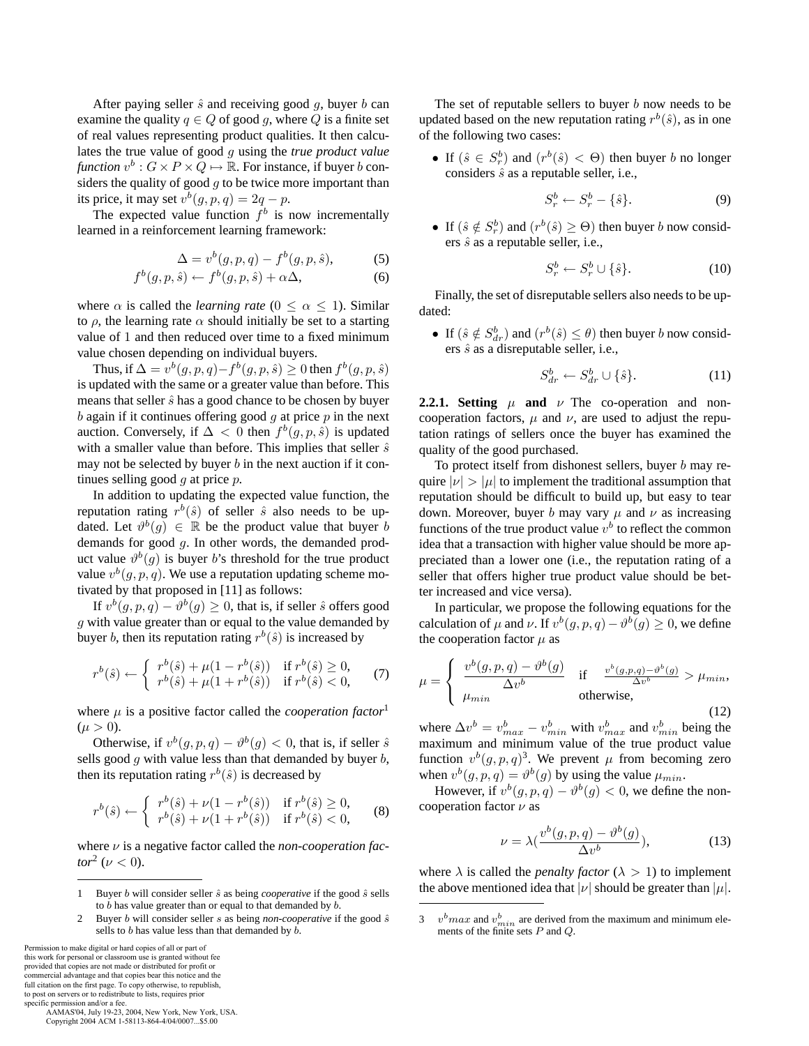After paying seller $\hat{s}$ and receiving good $g$, buyer $b$ can examine the quality $q \in Q$ of good $g$, where $Q$ is a finite set of real values representing product qualities. It then calculates the true value of good $g$ using the *true product value function* $v^b : G \times P \times Q \mapsto \mathbb{R}$. For instance, if buyer $b$ considers the quality of good $g$ to be twice more important than its price, it may set $v^b(g, p, q) = 2q - p$.

The expected value function $f^b$ is now incrementally learned in a reinforcement learning framework:

$$\Delta = v^b(g, p, q) - f^b(g, p, \hat{s}), \tag{5}$$

$$f^b(g, p, \hat{s}) \leftarrow f^b(g, p, \hat{s}) + \alpha\Delta, \tag{6}$$

where $\alpha$ is called the *learning rate* ($0 \leq \alpha \leq 1$). Similar to $\rho$, the learning rate $\alpha$ should initially be set to a starting value of 1 and then reduced over time to a fixed minimum value chosen depending on individual buyers.

Thus, if $\Delta = v^b(g, p, q) - f^b(g, p, \hat{s}) \geq 0$ then $f^b(g, p, \hat{s})$ is updated with the same or a greater value than before. This means that seller $\hat{s}$ has a good chance to be chosen by buyer $b$ again if it continues offering good $g$ at price $p$ in the next auction. Conversely, if $\Delta < 0$ then $f^b(g, p, \hat{s})$ is updated with a smaller value than before. This implies that seller $\hat{s}$ may not be selected by buyer $b$ in the next auction if it continues selling good $g$ at price $p$.

In addition to updating the expected value function, the reputation rating $r^b(\hat{s})$ of seller $\hat{s}$ also needs to be updated. Let $\vartheta^b(g) \in \mathbb{R}$ be the product value that buyer $b$ demands for good $g$. In other words, the demanded product value $\vartheta^b(g)$ is buyer $b$'s threshold for the true product value $v^b(g, p, q)$. We use a reputation updating scheme motivated by that proposed in [11] as follows:

If $v^b(g, p, q) - \vartheta^b(g) \geq 0$, that is, if seller $\hat{s}$ offers good $g$ with value greater than or equal to the value demanded by buyer $b$, then its reputation rating $r^b(\hat{s})$ is increased by

$$r^b(\hat{s}) \leftarrow \begin{cases} r^b(\hat{s}) + \mu(1 - r^b(\hat{s})) & \text{if } r^b(\hat{s}) \geq 0, \\ r^b(\hat{s}) + \mu(1 + r^b(\hat{s})) & \text{if } r^b(\hat{s}) < 0, \end{cases} \tag{7}$$

where $\mu$ is a positive factor called the *cooperation factor*[1] ($\mu > 0$).

Otherwise, if $v^b(g, p, q) - \vartheta^b(g) < 0$, that is, if seller $\hat{s}$ sells good $g$ with value less than that demanded by buyer $b$, then its reputation rating $r^b(\hat{s})$ is decreased by

$$r^b(\hat{s}) \leftarrow \begin{cases} r^b(\hat{s}) + \nu(1 - r^b(\hat{s})) & \text{if } r^b(\hat{s}) \geq 0, \\ r^b(\hat{s}) + \nu(1 + r^b(\hat{s})) & \text{if } r^b(\hat{s}) < 0, \end{cases} \tag{8}$$

where $\nu$ is a negative factor called the *non-cooperation factor*[2] ($\nu < 0$).

The set of reputable sellers to buyer $b$ now needs to be updated based on the new reputation rating $r^b(\hat{s})$, as in one of the following two cases:

- If $(\hat{s} \in S^b_r)$ and $(r^b(\hat{s}) < \Theta)$ then buyer $b$ no longer considers $\hat{s}$ as a reputable seller, i.e.,

$$S^b_r \leftarrow S^b_r - \{\hat{s}\}. \tag{9}$$

- If $(\hat{s} \notin S^b_r)$ and $(r^b(\hat{s}) \geq \Theta)$ then buyer $b$ now considers $\hat{s}$ as a reputable seller, i.e.,

$$S^b_r \leftarrow S^b_r \cup \{\hat{s}\}. \tag{10}$$

Finally, the set of disreputable sellers also needs to be updated:

- If $(\hat{s} \notin S^b_{dr})$ and $(r^b(\hat{s}) \leq \theta)$ then buyer $b$ now considers $\hat{s}$ as a disreputable seller, i.e.,

$$S^b_{dr} \leftarrow S^b_{dr} \cup \{\hat{s}\}. \tag{11}$$

**2.2.1. Setting $\mu$ and $\nu$** The co-operation and non-cooperation factors, $\mu$ and $\nu$, are used to adjust the reputation ratings of sellers once the buyer has examined the quality of the good purchased.

To protect itself from dishonest sellers, buyer $b$ may require $|\nu| > |\mu|$ to implement the traditional assumption that reputation should be difficult to build up, but easy to tear down. Moreover, buyer $b$ may vary $\mu$ and $\nu$ as increasing functions of the true product value $v^b$ to reflect the common idea that a transaction with higher value should be more appreciated than a lower one (i.e., the reputation rating of a seller that offers higher true product value should be better increased and vice versa).

In particular, we propose the following equations for the calculation of $\mu$ and $\nu$. If $v^b(g, p, q) - \vartheta^b(g) \geq 0$, we define the cooperation factor $\mu$ as

$$\mu = \begin{cases} \dfrac{v^b(g, p, q) - \vartheta^b(g)}{\Delta v^b} & \text{if } \frac{v^b(g,p,q) - \vartheta^b(g)}{\Delta v^b} > \mu_{min}, \\ \mu_{min} & \text{otherwise,} \end{cases} \tag{12}$$

where $\Delta v^b = v^b_{max} - v^b_{min}$ with $v^b_{max}$ and $v^b_{min}$ being the maximum and minimum value of the true product value function $v^b(g, p, q)$[3]. We prevent $\mu$ from becoming zero when $v^b(g, p, q) = \vartheta^b(g)$ by using the value $\mu_{min}$.

However, if $v^b(g, p, q) - \vartheta^b(g) < 0$, we define the non-cooperation factor $\nu$ as

$$\nu = \lambda\left(\frac{v^b(g, p, q) - \vartheta^b(g)}{\Delta v^b}\right), \tag{13}$$

where $\lambda$ is called the *penalty factor* ($\lambda > 1$) to implement the above mentioned idea that $|\nu|$ should be greater than $|\mu|$.

---

1 Buyer $b$ will consider seller $\hat{s}$ as being *cooperative* if the good $\hat{s}$ sells to $b$ has value greater than or equal to that demanded by $b$.

2 Buyer $b$ will consider seller $s$ as being *non-cooperative* if the good $\hat{s}$ sells to $b$ has value less than that demanded by $b$.

3 $v^b max$ and $v^b_{min}$ are derived from the maximum and minimum elements of the finite sets $P$ and $Q$.

Permission to make digital or hard copies of all or part of this work for personal or classroom use is granted without fee provided that copies are not made or distributed for profit or commercial advantage and that copies bear this notice and the full citation on the first page. To copy otherwise, to republish, to post on servers or to redistribute to lists, requires prior specific permission and/or a fee.
AAMAS'04, July 19-23, 2004, New York, New York, USA.
Copyright 2004 ACM 1-58113-864-4/04/0007...$5.00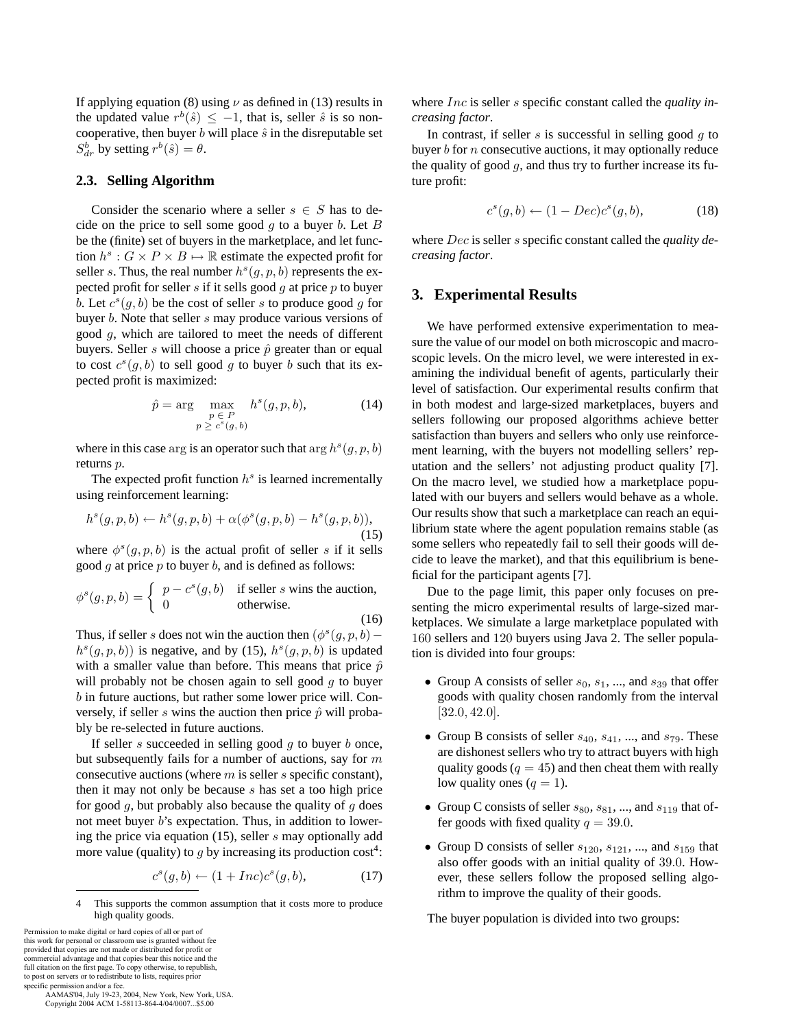If applying equation (8) using $\nu$ as defined in (13) results in the updated value $r^b(\hat{s}) \leq -1$, that is, seller $\hat{s}$ is so non-cooperative, then buyer $b$ will place $\hat{s}$ in the disreputable set $S^b_{dr}$ by setting $r^b(\hat{s}) = \theta$.

### 2.3. Selling Algorithm

Consider the scenario where a seller $s \in S$ has to decide on the price to sell some good $g$ to a buyer $b$. Let $B$ be the (finite) set of buyers in the marketplace, and let function $h^s : G \times P \times B \mapsto \mathbb{R}$ estimate the expected profit for seller $s$. Thus, the real number $h^s(g, p, b)$ represents the expected profit for seller $s$ if it sells good $g$ at price $p$ to buyer $b$. Let $c^s(g, b)$ be the cost of seller $s$ to produce good $g$ for buyer $b$. Note that seller $s$ may produce various versions of good $g$, which are tailored to meet the needs of different buyers. Seller $s$ will choose a price $\hat{p}$ greater than or equal to cost $c^s(g, b)$ to sell good $g$ to buyer $b$ such that its expected profit is maximized:

$$\hat{p} = \arg \max_{\substack{p \in P \\ p \geq c^s(g,b)}} h^s(g, p, b), \tag{14}$$

where in this case $\arg$ is an operator such that $\arg h^s(g, p, b)$ returns $p$.

The expected profit function $h^s$ is learned incrementally using reinforcement learning:

$$h^s(g, p, b) \leftarrow h^s(g, p, b) + \alpha(\phi^s(g, p, b) - h^s(g, p, b)), \tag{15}$$

where $\phi^s(g, p, b)$ is the actual profit of seller $s$ if it sells good $g$ at price $p$ to buyer $b$, and is defined as follows:

$$\phi^s(g, p, b) = \begin{cases} p - c^s(g, b) & \text{if seller } s \text{ wins the auction,} \\ 0 & \text{otherwise.} \end{cases} \tag{16}$$

Thus, if seller $s$ does not win the auction then $(\phi^s(g, p, b) - h^s(g, p, b))$ is negative, and by (15), $h^s(g, p, b)$ is updated with a smaller value than before. This means that price $\hat{p}$ will probably not be chosen again to sell good $g$ to buyer $b$ in future auctions, but rather some lower price will. Conversely, if seller $s$ wins the auction then price $\hat{p}$ will probably be re-selected in future auctions.

If seller $s$ succeeded in selling good $g$ to buyer $b$ once, but subsequently fails for a number of auctions, say for $m$ consecutive auctions (where $m$ is seller $s$ specific constant), then it may not only be because $s$ has set a too high price for good $g$, but probably also because the quality of $g$ does not meet buyer $b$'s expectation. Thus, in addition to lowering the price via equation (15), seller $s$ may optionally add more value (quality) to $g$ by increasing its production cost[4]:

$$c^s(g, b) \leftarrow (1 + Inc)c^s(g, b), \tag{17}$$

where $Inc$ is seller $s$ specific constant called the *quality increasing factor*.

In contrast, if seller $s$ is successful in selling good $g$ to buyer $b$ for $n$ consecutive auctions, it may optionally reduce the quality of good $g$, and thus try to further increase its future profit:

$$c^s(g, b) \leftarrow (1 - Dec)c^s(g, b), \tag{18}$$

where $Dec$ is seller $s$ specific constant called the *quality decreasing factor*.

## 3. Experimental Results

We have performed extensive experimentation to measure the value of our model on both microscopic and macroscopic levels. On the micro level, we were interested in examining the individual benefit of agents, particularly their level of satisfaction. Our experimental results confirm that in both modest and large-sized marketplaces, buyers and sellers following our proposed algorithms achieve better satisfaction than buyers and sellers who only use reinforcement learning, with the buyers not modelling sellers' reputation and the sellers' not adjusting product quality [7]. On the macro level, we studied how a marketplace populated with our buyers and sellers would behave as a whole. Our results show that such a marketplace can reach an equilibrium state where the agent population remains stable (as some sellers who repeatedly fail to sell their goods will decide to leave the market), and that this equilibrium is beneficial for the participant agents [7].

Due to the page limit, this paper only focuses on presenting the micro experimental results of large-sized marketplaces. We simulate a large marketplace populated with 160 sellers and 120 buyers using Java 2. The seller population is divided into four groups:

- Group A consists of seller $s_0$, $s_1$, ..., and $s_{39}$ that offer goods with quality chosen randomly from the interval $[32.0, 42.0]$.
- Group B consists of seller $s_{40}$, $s_{41}$, ..., and $s_{79}$. These are dishonest sellers who try to attract buyers with high quality goods ($q = 45$) and then cheat them with really low quality ones ($q = 1$).
- Group C consists of seller $s_{80}$, $s_{81}$, ..., and $s_{119}$ that offer goods with fixed quality $q = 39.0$.
- Group D consists of seller $s_{120}$, $s_{121}$, ..., and $s_{159}$ that also offer goods with an initial quality of $39.0$. However, these sellers follow the proposed selling algorithm to improve the quality of their goods.

The buyer population is divided into two groups:

---

4 This supports the common assumption that it costs more to produce high quality goods.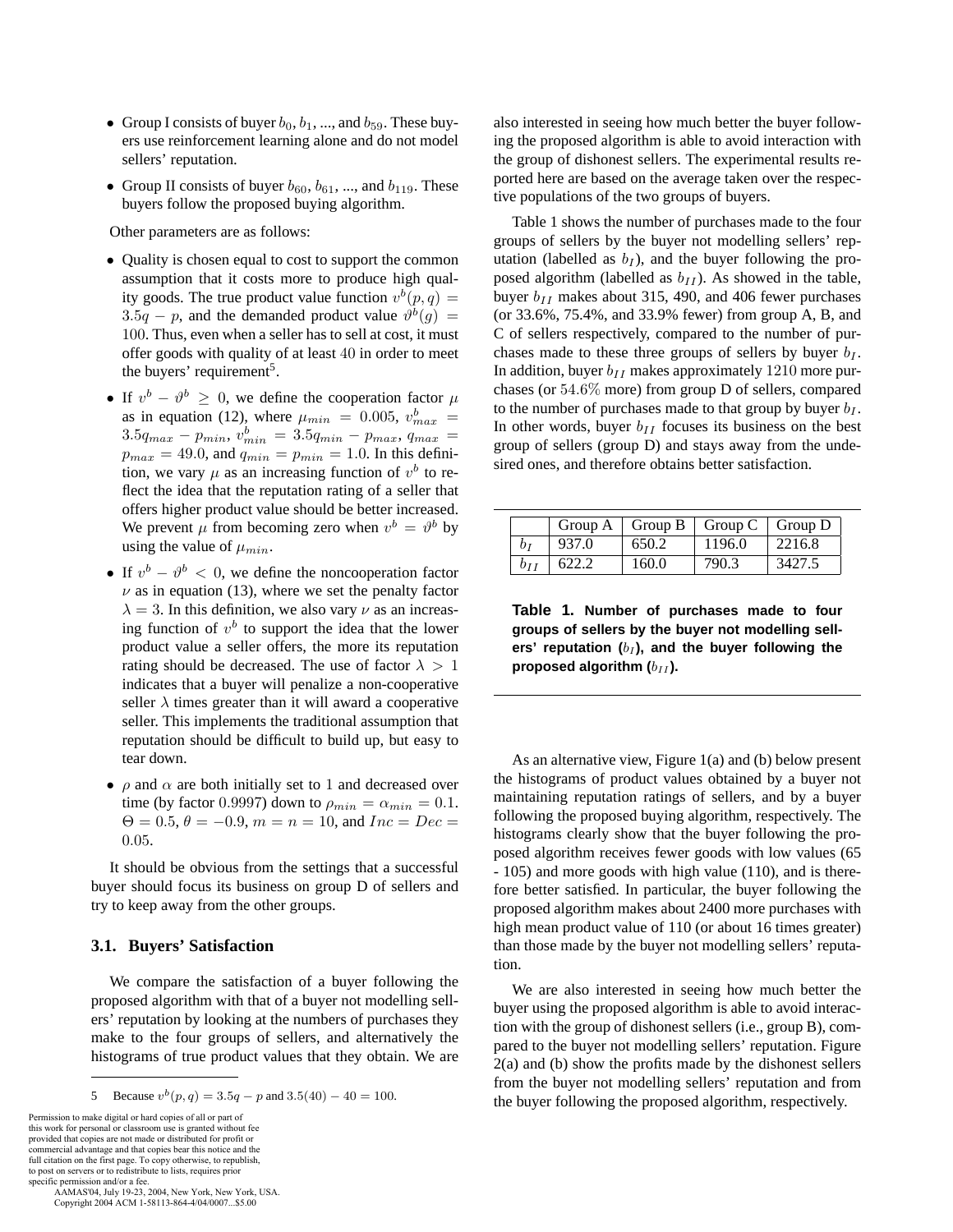- Group I consists of buyer $b_0, b_1, ...,$ and $b_{59}$. These buyers use reinforcement learning alone and do not model sellers' reputation.
- Group II consists of buyer $b_{60}, b_{61}, ...,$ and $b_{119}$. These buyers follow the proposed buying algorithm.

Other parameters are as follows:

- Quality is chosen equal to cost to support the common assumption that it costs more to produce high quality goods. The true product value function $v^b(p,q) = 3.5q - p$, and the demanded product value $\vartheta^b(g) = 100$. Thus, even when a seller has to sell at cost, it must offer goods with quality of at least $40$ in order to meet the buyers' requirement[5].
- If $v^b - \vartheta^b \geq 0$, we define the cooperation factor $\mu$ as in equation (12), where $\mu_{min} = 0.005$, $v^b_{max} = 3.5q_{max} - p_{min}$, $v^b_{min} = 3.5q_{min} - p_{max}$, $q_{max} = p_{max} = 49.0$, and $q_{min} = p_{min} = 1.0$. In this definition, we vary $\mu$ as an increasing function of $v^b$ to reflect the idea that the reputation rating of a seller that offers higher product value should be better increased. We prevent $\mu$ from becoming zero when $v^b = \vartheta^b$ by using the value of $\mu_{min}$.
- If $v^b - \vartheta^b < 0$, we define the noncooperation factor $\nu$ as in equation (13), where we set the penalty factor $\lambda = 3$. In this definition, we also vary $\nu$ as an increasing function of $v^b$ to support the idea that the lower product value a seller offers, the more its reputation rating should be decreased. The use of factor $\lambda > 1$ indicates that a buyer will penalize a non-cooperative seller $\lambda$ times greater than it will award a cooperative seller. This implements the traditional assumption that reputation should be difficult to build up, but easy to tear down.
- $\rho$ and $\alpha$ are both initially set to $1$ and decreased over time (by factor $0.9997$) down to $\rho_{min} = \alpha_{min} = 0.1$. $\Theta = 0.5$, $\theta = -0.9$, $m = n = 10$, and $Inc = Dec = 0.05$.

It should be obvious from the settings that a successful buyer should focus its business on group D of sellers and try to keep away from the other groups.

### 3.1. Buyers' Satisfaction

We compare the satisfaction of a buyer following the proposed algorithm with that of a buyer not modelling sellers' reputation by looking at the numbers of purchases they make to the four groups of sellers, and alternatively the histograms of true product values that they obtain. We are also interested in seeing how much better the buyer following the proposed algorithm is able to avoid interaction with the group of dishonest sellers. The experimental results reported here are based on the average taken over the respective populations of the two groups of buyers.

Table 1 shows the number of purchases made to the four groups of sellers by the buyer not modelling sellers' reputation (labelled as $b_I$), and the buyer following the proposed algorithm (labelled as $b_{II}$). As showed in the table, buyer $b_{II}$ makes about 315, 490, and 406 fewer purchases (or 33.6%, 75.4%, and 33.9% fewer) from group A, B, and C of sellers respectively, compared to the number of purchases made to these three groups of sellers by buyer $b_I$. In addition, buyer $b_{II}$ makes approximately $1210$ more purchases (or $54.6\%$ more) from group D of sellers, compared to the number of purchases made to that group by buyer $b_I$. In other words, buyer $b_{II}$ focuses its business on the best group of sellers (group D) and stays away from the undesired ones, and therefore obtains better satisfaction.

| | Group A | Group B | Group C | Group D |
|---|---|---|---|---|
| $b_I$ | 937.0 | 650.2 | 1196.0 | 2216.8 |
| $b_{II}$ | 622.2 | 160.0 | 790.3 | 3427.5 |

**Table 1. Number of purchases made to four groups of sellers by the buyer not modelling sellers' reputation ($b_I$), and the buyer following the proposed algorithm ($b_{II}$).**

As an alternative view, Figure 1(a) and (b) below present the histograms of product values obtained by a buyer not maintaining reputation ratings of sellers, and by a buyer following the proposed buying algorithm, respectively. The histograms clearly show that the buyer following the proposed algorithm receives fewer goods with low values (65 - 105) and more goods with high value (110), and is therefore better satisfied. In particular, the buyer following the proposed algorithm makes about 2400 more purchases with high mean product value of 110 (or about 16 times greater) than those made by the buyer not modelling sellers' reputation.

We are also interested in seeing how much better the buyer using the proposed algorithm is able to avoid interaction with the group of dishonest sellers (i.e., group B), compared to the buyer not modelling sellers' reputation. Figure 2(a) and (b) show the profits made by the dishonest sellers from the buyer not modelling sellers' reputation and from the buyer following the proposed algorithm, respectively.

[5] Because $v^b(p,q) = 3.5q - p$ and $3.5(40) - 40 = 100$.

Permission to make digital or hard copies of all or part of this work for personal or classroom use is granted without fee provided that copies are not made or distributed for profit or commercial advantage and that copies bear this notice and the full citation on the first page. To copy otherwise, to republish, to post on servers or to redistribute to lists, requires prior specific permission and/or a fee.
AAMAS'04, July 19-23, 2004, New York, New York, USA.
Copyright 2004 ACM 1-58113-864-4/04/0007...$5.00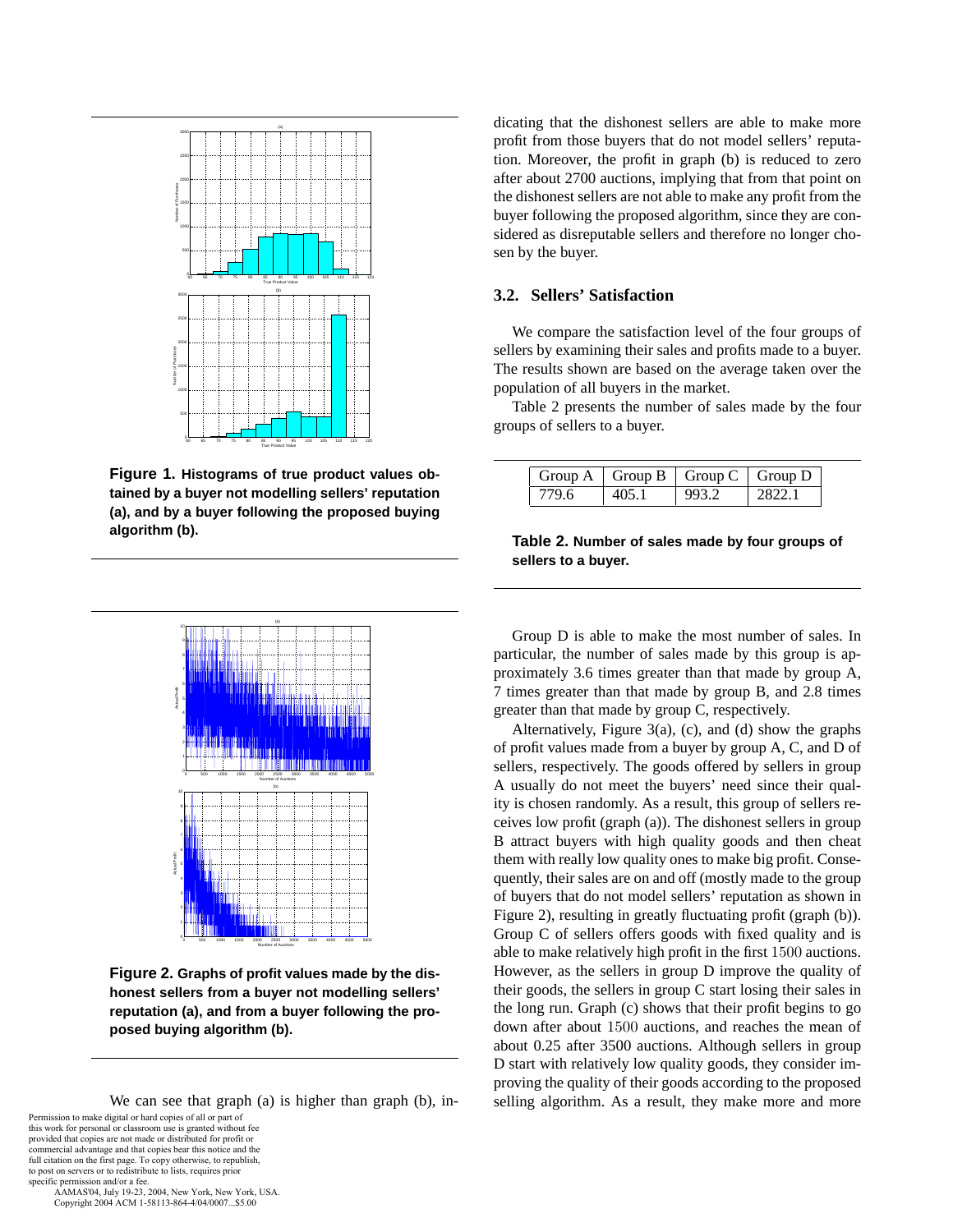Figure 1. Histograms of true product values obtained by a buyer not modelling sellers' reputation (a), and by a buyer following the proposed buying algorithm (b).

Figure 2. Graphs of profit values made by the dishonest sellers from a buyer not modelling sellers' reputation (a), and from a buyer following the proposed buying algorithm (b).

We can see that graph (a) is higher than graph (b), indicating that the dishonest sellers are able to make more profit from those buyers that do not model sellers' reputation. Moreover, the profit in graph (b) is reduced to zero after about 2700 auctions, implying that from that point on the dishonest sellers are not able to make any profit from the buyer following the proposed algorithm, since they are considered as disreputable sellers and therefore no longer chosen by the buyer.

### 3.2. Sellers' Satisfaction

We compare the satisfaction level of the four groups of sellers by examining their sales and profits made to a buyer. The results shown are based on the average taken over the population of all buyers in the market.

Table 2 presents the number of sales made by the four groups of sellers to a buyer.

| Group A | Group B | Group C | Group D |
|---|---|---|---|
| 779.6 | 405.1 | 993.2 | 2822.1 |

**Table 2. Number of sales made by four groups of sellers to a buyer.**

Group D is able to make the most number of sales. In particular, the number of sales made by this group is approximately 3.6 times greater than that made by group A, 7 times greater than that made by group B, and 2.8 times greater than that made by group C, respectively.

Alternatively, Figure 3(a), (c), and (d) show the graphs of profit values made from a buyer by group A, C, and D of sellers, respectively. The goods offered by sellers in group A usually do not meet the buyers' need since their quality is chosen randomly. As a result, this group of sellers receives low profit (graph (a)). The dishonest sellers in group B attract buyers with high quality goods and then cheat them with really low quality ones to make big profit. Consequently, their sales are on and off (mostly made to the group of buyers that do not model sellers' reputation as shown in Figure 2), resulting in greatly fluctuating profit (graph (b)). Group C of sellers offers goods with fixed quality and is able to make relatively high profit in the first 1500 auctions. However, as the sellers in group D improve the quality of their goods, the sellers in group C start losing their sales in the long run. Graph (c) shows that their profit begins to go down after about 1500 auctions, and reaches the mean of about 0.25 after 3500 auctions. Although sellers in group D start with relatively low quality goods, they consider improving the quality of their goods according to the proposed selling algorithm. As a result, they make more and more

Permission to make digital or hard copies of all or part of this work for personal or classroom use is granted without fee provided that copies are not made or distributed for profit or commercial advantage and that copies bear this notice and the full citation on the first page. To copy otherwise, to republish, to post on servers or to redistribute to lists, requires prior specific permission and/or a fee.
AAMAS'04, July 19-23, 2004, New York, New York, USA.
Copyright 2004 ACM 1-58113-864-4/04/0007...$5.00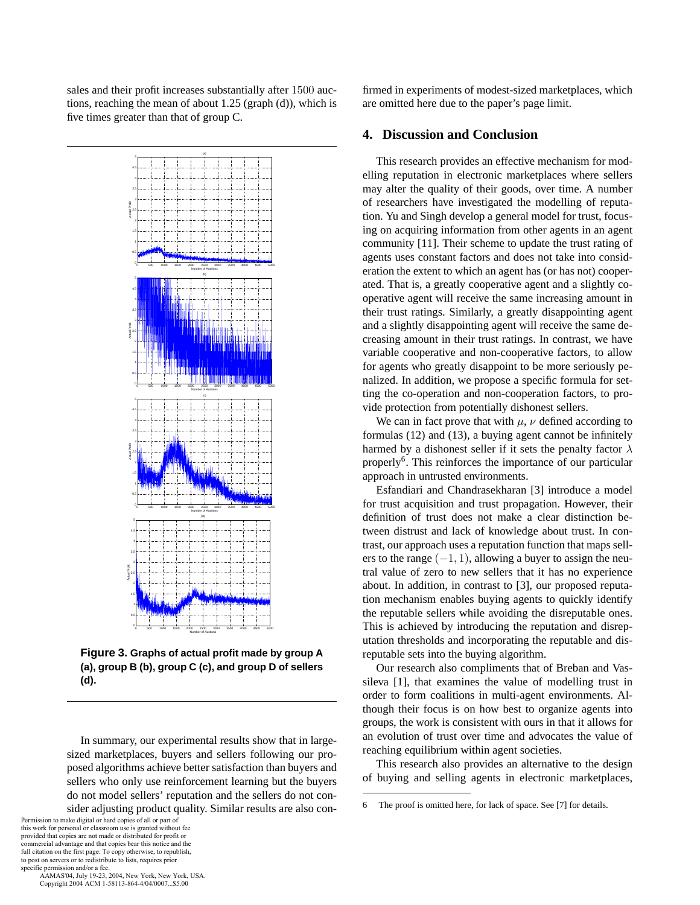sales and their profit increases substantially after 1500 auctions, reaching the mean of about 1.25 (graph (d)), which is five times greater than that of group C.

**Figure 3. Graphs of actual profit made by group A (a), group B (b), group C (c), and group D of sellers (d).**

In summary, our experimental results show that in large-sized marketplaces, buyers and sellers following our proposed algorithms achieve better satisfaction than buyers and sellers who only use reinforcement learning but the buyers do not model sellers' reputation and the sellers do not consider adjusting product quality. Similar results are also confirmed in experiments of modest-sized marketplaces, which are omitted here due to the paper's page limit.

## 4. Discussion and Conclusion

This research provides an effective mechanism for modelling reputation in electronic marketplaces where sellers may alter the quality of their goods, over time. A number of researchers have investigated the modelling of reputation. Yu and Singh develop a general model for trust, focusing on acquiring information from other agents in an agent community [11]. Their scheme to update the trust rating of agents uses constant factors and does not take into consideration the extent to which an agent has (or has not) cooperated. That is, a greatly cooperative agent and a slightly cooperative agent will receive the same increasing amount in their trust ratings. Similarly, a greatly disappointing agent and a slightly disappointing agent will receive the same decreasing amount in their trust ratings. In contrast, we have variable cooperative and non-cooperative factors, to allow for agents who greatly disappoint to be more seriously penalized. In addition, we propose a specific formula for setting the co-operation and non-cooperation factors, to provide protection from potentially dishonest sellers.

We can in fact prove that with $\mu$, $\nu$ defined according to formulas (12) and (13), a buying agent cannot be infinitely harmed by a dishonest seller if it sets the penalty factor $\lambda$ properly[6]. This reinforces the importance of our particular approach in untrusted environments.

Esfandiari and Chandrasekharan [3] introduce a model for trust acquisition and trust propagation. However, their definition of trust does not make a clear distinction between distrust and lack of knowledge about trust. In contrast, our approach uses a reputation function that maps sellers to the range $(-1, 1)$, allowing a buyer to assign the neutral value of zero to new sellers that it has no experience about. In addition, in contrast to [3], our proposed reputation mechanism enables buying agents to quickly identify the reputable sellers while avoiding the disreputable ones. This is achieved by introducing the reputation and disreputation thresholds and incorporating the reputable and disreputable sets into the buying algorithm.

Our research also compliments that of Breban and Vassileva [1], that examines the value of modelling trust in order to form coalitions in multi-agent environments. Although their focus is on how best to organize agents into groups, the work is consistent with ours in that it allows for an evolution of trust over time and advocates the value of reaching equilibrium within agent societies.

This research also provides an alternative to the design of buying and selling agents in electronic marketplaces,

6 The proof is omitted here, for lack of space. See [7] for details.

Permission to make digital or hard copies of all or part of this work for personal or classroom use is granted without fee provided that copies are not made or distributed for profit or commercial advantage and that copies bear this notice and the full citation on the first page. To copy otherwise, to republish, to post on servers or to redistribute to lists, requires prior specific permission and/or a fee.
AAMAS'04, July 19-23, 2004, New York, New York, USA.
Copyright 2004 ACM 1-58113-864-4/04/0007...$5.00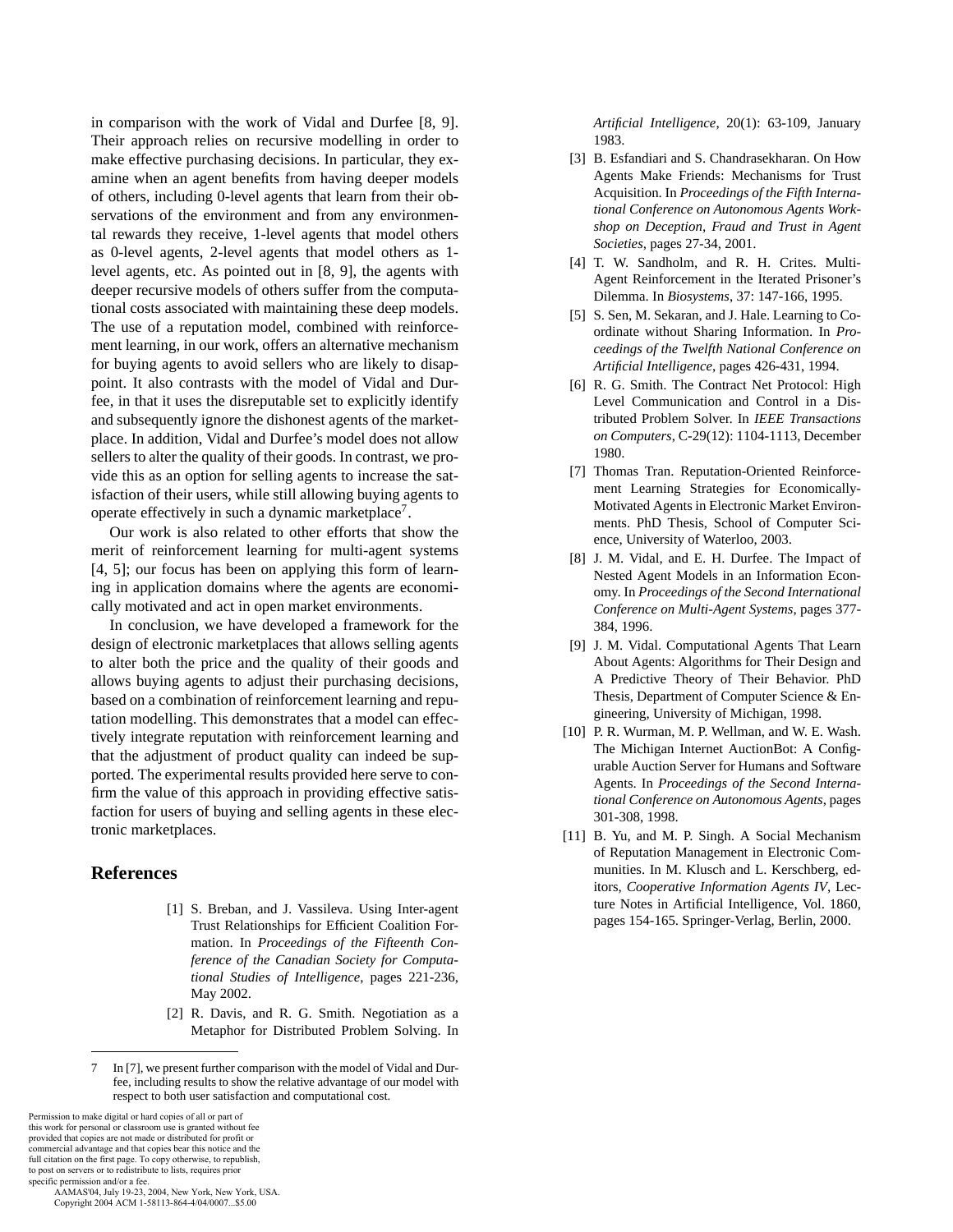in comparison with the work of Vidal and Durfee [8, 9]. Their approach relies on recursive modelling in order to make effective purchasing decisions. In particular, they examine when an agent benefits from having deeper models of others, including 0-level agents that learn from their observations of the environment and from any environmental rewards they receive, 1-level agents that model others as 0-level agents, 2-level agents that model others as 1-level agents, etc. As pointed out in [8, 9], the agents with deeper recursive models of others suffer from the computational costs associated with maintaining these deep models. The use of a reputation model, combined with reinforcement learning, in our work, offers an alternative mechanism for buying agents to avoid sellers who are likely to disappoint. It also contrasts with the model of Vidal and Durfee, in that it uses the disreputable set to explicitly identify and subsequently ignore the dishonest agents of the marketplace. In addition, Vidal and Durfee's model does not allow sellers to alter the quality of their goods. In contrast, we provide this as an option for selling agents to increase the satisfaction of their users, while still allowing buying agents to operate effectively in such a dynamic marketplace[7].

Our work is also related to other efforts that show the merit of reinforcement learning for multi-agent systems [4, 5]; our focus has been on applying this form of learning in application domains where the agents are economically motivated and act in open market environments.

In conclusion, we have developed a framework for the design of electronic marketplaces that allows selling agents to alter both the price and the quality of their goods and allows buying agents to adjust their purchasing decisions, based on a combination of reinforcement learning and reputation modelling. This demonstrates that a model can effectively integrate reputation with reinforcement learning and that the adjustment of product quality can indeed be supported. The experimental results provided here serve to confirm the value of this approach in providing effective satisfaction for users of buying and selling agents in these electronic marketplaces.

## References

[1] S. Breban, and J. Vassileva. Using Inter-agent Trust Relationships for Efficient Coalition Formation. In *Proceedings of the Fifteenth Conference of the Canadian Society for Computational Studies of Intelligence*, pages 221-236, May 2002.

[2] R. Davis, and R. G. Smith. Negotiation as a Metaphor for Distributed Problem Solving. In *Artificial Intelligence*, 20(1): 63-109, January 1983.

[3] B. Esfandiari and S. Chandrasekharan. On How Agents Make Friends: Mechanisms for Trust Acquisition. In *Proceedings of the Fifth International Conference on Autonomous Agents Workshop on Deception, Fraud and Trust in Agent Societies*, pages 27-34, 2001.

[4] T. W. Sandholm, and R. H. Crites. Multi-Agent Reinforcement in the Iterated Prisoner's Dilemma. In *Biosystems*, 37: 147-166, 1995.

[5] S. Sen, M. Sekaran, and J. Hale. Learning to Coordinate without Sharing Information. In *Proceedings of the Twelfth National Conference on Artificial Intelligence*, pages 426-431, 1994.

[6] R. G. Smith. The Contract Net Protocol: High Level Communication and Control in a Distributed Problem Solver. In *IEEE Transactions on Computers*, C-29(12): 1104-1113, December 1980.

[7] Thomas Tran. Reputation-Oriented Reinforcement Learning Strategies for Economically-Motivated Agents in Electronic Market Environments. PhD Thesis, School of Computer Science, University of Waterloo, 2003.

[8] J. M. Vidal, and E. H. Durfee. The Impact of Nested Agent Models in an Information Economy. In *Proceedings of the Second International Conference on Multi-Agent Systems*, pages 377-384, 1996.

[9] J. M. Vidal. Computational Agents That Learn About Agents: Algorithms for Their Design and A Predictive Theory of Their Behavior. PhD Thesis, Department of Computer Science & Engineering, University of Michigan, 1998.

[10] P. R. Wurman, M. P. Wellman, and W. E. Wash. The Michigan Internet AuctionBot: A Configurable Auction Server for Humans and Software Agents. In *Proceedings of the Second International Conference on Autonomous Agents*, pages 301-308, 1998.

[11] B. Yu, and M. P. Singh. A Social Mechanism of Reputation Management in Electronic Communities. In M. Klusch and L. Kerschberg, editors, *Cooperative Information Agents IV*, Lecture Notes in Artificial Intelligence, Vol. 1860, pages 154-165. Springer-Verlag, Berlin, 2000.

---

7 In [7], we present further comparison with the model of Vidal and Durfee, including results to show the relative advantage of our model with respect to both user satisfaction and computational cost.

Permission to make digital or hard copies of all or part of this work for personal or classroom use is granted without fee provided that copies are not made or distributed for profit or commercial advantage and that copies bear this notice and the full citation on the first page. To copy otherwise, to republish, to post on servers or to redistribute to lists, requires prior specific permission and/or a fee.
AAMAS'04, July 19-23, 2004, New York, New York, USA.
Copyright 2004 ACM 1-58113-864-4/04/0007...$5.00